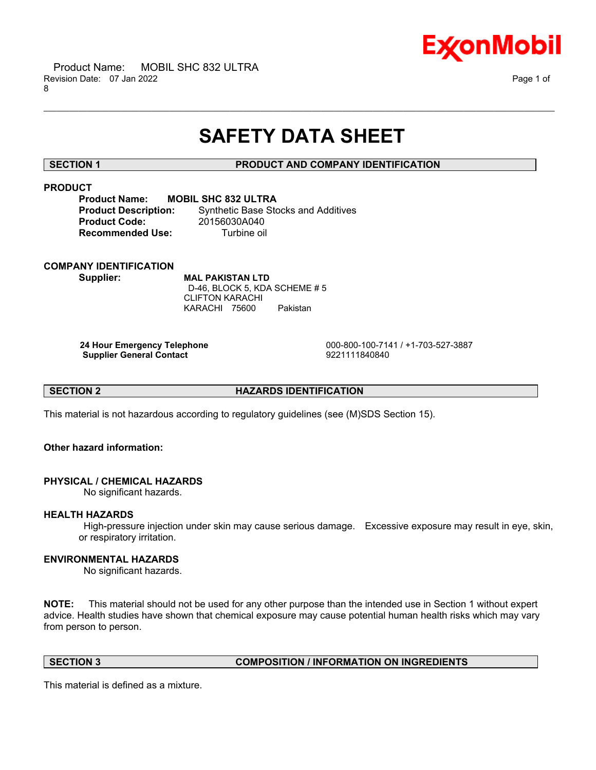# SAFETY DATA SHEET

## SECTION 1 PRODUCT AND COMPANY IDENTIFICATION

### PRODUCT

**Product Name:** **MOBIL SHC 832 ULTRA**
**Product Description:** Synthetic Base Stocks and Additives
**Product Code:** 20156030A040
**Recommended Use:** Turbine oil

### COMPANY IDENTIFICATION

**Supplier:** **MAL PAKISTAN LTD**
D-46, BLOCK 5, KDA SCHEME # 5
CLIFTON KARACHI
KARACHI 75600 Pakistan

| | |
|---|---|
| **24 Hour Emergency Telephone** | 000-800-100-7141 / +1-703-527-3887 |
| **Supplier General Contact** | 9221111840840 |

## SECTION 2 HAZARDS IDENTIFICATION

This material is not hazardous according to regulatory guidelines (see (M)SDS Section 15).

**Other hazard information:**

### PHYSICAL / CHEMICAL HAZARDS

No significant hazards.

### HEALTH HAZARDS

High-pressure injection under skin may cause serious damage. Excessive exposure may result in eye, skin, or respiratory irritation.

### ENVIRONMENTAL HAZARDS

No significant hazards.

**NOTE:** This material should not be used for any other purpose than the intended use in Section 1 without expert advice. Health studies have shown that chemical exposure may cause potential human health risks which may vary from person to person.

## SECTION 3 COMPOSITION / INFORMATION ON INGREDIENTS

This material is defined as a mixture.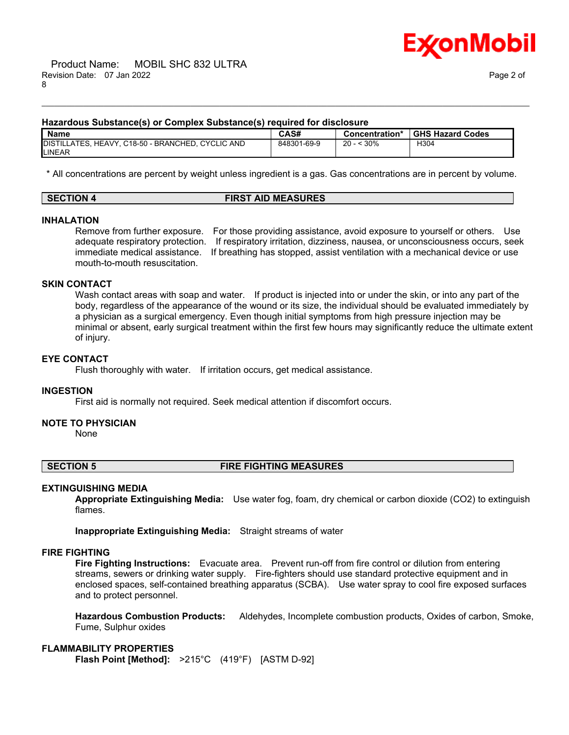**Hazardous Substance(s) or Complex Substance(s) required for disclosure**

| Name | CAS# | Concentration* | GHS Hazard Codes |
|---|---|---|---|
| DISTILLATES, HEAVY, C18-50 - BRANCHED, CYCLIC AND LINEAR | 848301-69-9 | 20 - < 30% | H304 |

\* All concentrations are percent by weight unless ingredient is a gas. Gas concentrations are in percent by volume.

## SECTION 4 FIRST AID MEASURES

### INHALATION

Remove from further exposure. For those providing assistance, avoid exposure to yourself or others. Use adequate respiratory protection. If respiratory irritation, dizziness, nausea, or unconsciousness occurs, seek immediate medical assistance. If breathing has stopped, assist ventilation with a mechanical device or use mouth-to-mouth resuscitation.

### SKIN CONTACT

Wash contact areas with soap and water. If product is injected into or under the skin, or into any part of the body, regardless of the appearance of the wound or its size, the individual should be evaluated immediately by a physician as a surgical emergency. Even though initial symptoms from high pressure injection may be minimal or absent, early surgical treatment within the first few hours may significantly reduce the ultimate extent of injury.

### EYE CONTACT

Flush thoroughly with water. If irritation occurs, get medical assistance.

### INGESTION

First aid is normally not required. Seek medical attention if discomfort occurs.

### NOTE TO PHYSICIAN

None

## SECTION 5 FIRE FIGHTING MEASURES

### EXTINGUISHING MEDIA

**Appropriate Extinguishing Media:** Use water fog, foam, dry chemical or carbon dioxide (CO2) to extinguish flames.

**Inappropriate Extinguishing Media:** Straight streams of water

### FIRE FIGHTING

**Fire Fighting Instructions:** Evacuate area. Prevent run-off from fire control or dilution from entering streams, sewers or drinking water supply. Fire-fighters should use standard protective equipment and in enclosed spaces, self-contained breathing apparatus (SCBA). Use water spray to cool fire exposed surfaces and to protect personnel.

**Hazardous Combustion Products:** Aldehydes, Incomplete combustion products, Oxides of carbon, Smoke, Fume, Sulphur oxides

### FLAMMABILITY PROPERTIES

**Flash Point [Method]:** >215°C (419°F) [ASTM D-92]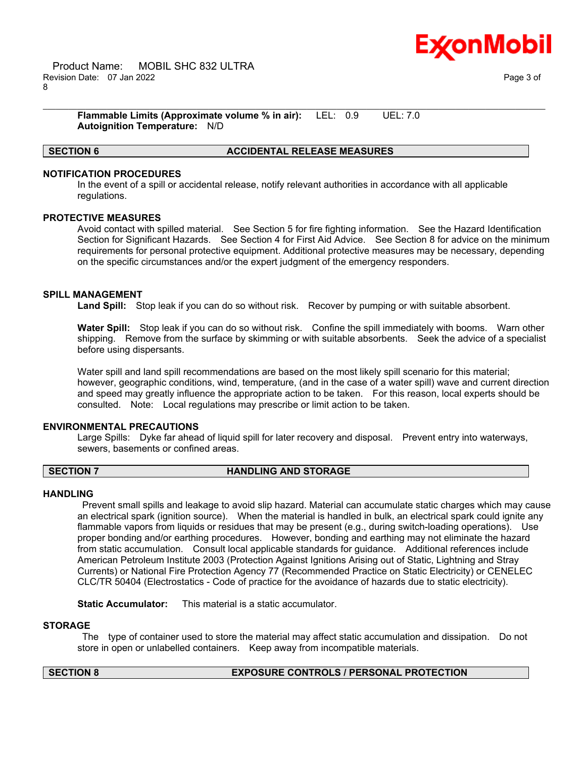**Flammable Limits (Approximate volume % in air):** LEL: 0.9 UEL: 7.0
**Autoignition Temperature:** N/D

## SECTION 6 ACCIDENTAL RELEASE MEASURES

### NOTIFICATION PROCEDURES

In the event of a spill or accidental release, notify relevant authorities in accordance with all applicable regulations.

### PROTECTIVE MEASURES

Avoid contact with spilled material. See Section 5 for fire fighting information. See the Hazard Identification Section for Significant Hazards. See Section 4 for First Aid Advice. See Section 8 for advice on the minimum requirements for personal protective equipment. Additional protective measures may be necessary, depending on the specific circumstances and/or the expert judgment of the emergency responders.

### SPILL MANAGEMENT

**Land Spill:** Stop leak if you can do so without risk. Recover by pumping or with suitable absorbent.

**Water Spill:** Stop leak if you can do so without risk. Confine the spill immediately with booms. Warn other shipping. Remove from the surface by skimming or with suitable absorbents. Seek the advice of a specialist before using dispersants.

Water spill and land spill recommendations are based on the most likely spill scenario for this material; however, geographic conditions, wind, temperature, (and in the case of a water spill) wave and current direction and speed may greatly influence the appropriate action to be taken. For this reason, local experts should be consulted. Note: Local regulations may prescribe or limit action to be taken.

### ENVIRONMENTAL PRECAUTIONS

Large Spills: Dyke far ahead of liquid spill for later recovery and disposal. Prevent entry into waterways, sewers, basements or confined areas.

## SECTION 7 HANDLING AND STORAGE

### HANDLING

Prevent small spills and leakage to avoid slip hazard. Material can accumulate static charges which may cause an electrical spark (ignition source). When the material is handled in bulk, an electrical spark could ignite any flammable vapors from liquids or residues that may be present (e.g., during switch-loading operations). Use proper bonding and/or earthing procedures. However, bonding and earthing may not eliminate the hazard from static accumulation. Consult local applicable standards for guidance. Additional references include American Petroleum Institute 2003 (Protection Against Ignitions Arising out of Static, Lightning and Stray Currents) or National Fire Protection Agency 77 (Recommended Practice on Static Electricity) or CENELEC CLC/TR 50404 (Electrostatics - Code of practice for the avoidance of hazards due to static electricity).

**Static Accumulator:** This material is a static accumulator.

### STORAGE

The type of container used to store the material may affect static accumulation and dissipation. Do not store in open or unlabelled containers. Keep away from incompatible materials.

## SECTION 8 EXPOSURE CONTROLS / PERSONAL PROTECTION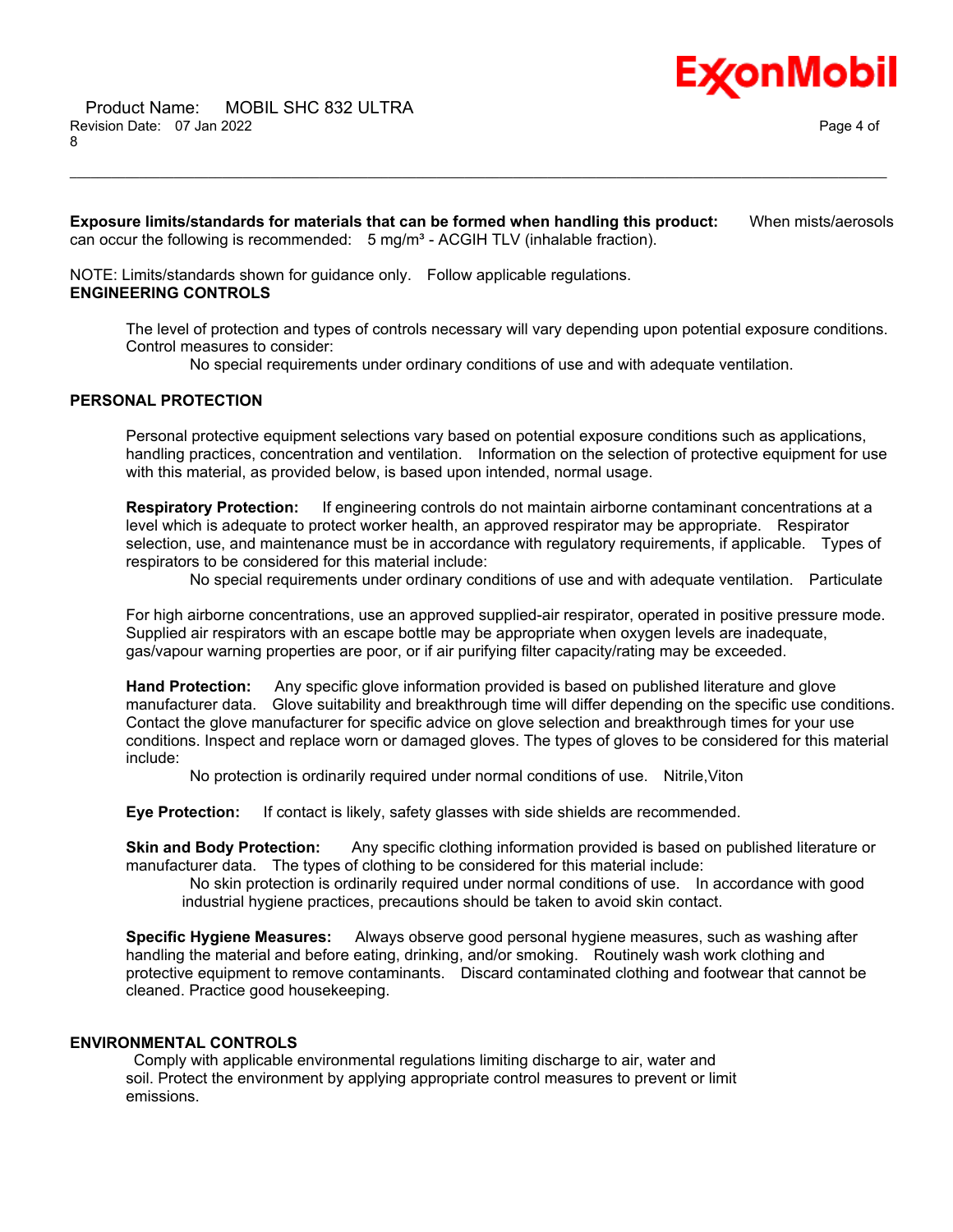**Exposure limits/standards for materials that can be formed when handling this product:** When mists/aerosols can occur the following is recommended: 5 mg/m³ - ACGIH TLV (inhalable fraction).

NOTE: Limits/standards shown for guidance only. Follow applicable regulations.

**ENGINEERING CONTROLS**

The level of protection and types of controls necessary will vary depending upon potential exposure conditions. Control measures to consider:

No special requirements under ordinary conditions of use and with adequate ventilation.

**PERSONAL PROTECTION**

Personal protective equipment selections vary based on potential exposure conditions such as applications, handling practices, concentration and ventilation. Information on the selection of protective equipment for use with this material, as provided below, is based upon intended, normal usage.

**Respiratory Protection:** If engineering controls do not maintain airborne contaminant concentrations at a level which is adequate to protect worker health, an approved respirator may be appropriate. Respirator selection, use, and maintenance must be in accordance with regulatory requirements, if applicable. Types of respirators to be considered for this material include:

No special requirements under ordinary conditions of use and with adequate ventilation. Particulate

For high airborne concentrations, use an approved supplied-air respirator, operated in positive pressure mode. Supplied air respirators with an escape bottle may be appropriate when oxygen levels are inadequate, gas/vapour warning properties are poor, or if air purifying filter capacity/rating may be exceeded.

**Hand Protection:** Any specific glove information provided is based on published literature and glove manufacturer data. Glove suitability and breakthrough time will differ depending on the specific use conditions. Contact the glove manufacturer for specific advice on glove selection and breakthrough times for your use conditions. Inspect and replace worn or damaged gloves. The types of gloves to be considered for this material include:

No protection is ordinarily required under normal conditions of use. Nitrile,Viton

**Eye Protection:** If contact is likely, safety glasses with side shields are recommended.

**Skin and Body Protection:** Any specific clothing information provided is based on published literature or manufacturer data. The types of clothing to be considered for this material include:

No skin protection is ordinarily required under normal conditions of use. In accordance with good industrial hygiene practices, precautions should be taken to avoid skin contact.

**Specific Hygiene Measures:** Always observe good personal hygiene measures, such as washing after handling the material and before eating, drinking, and/or smoking. Routinely wash work clothing and protective equipment to remove contaminants. Discard contaminated clothing and footwear that cannot be cleaned. Practice good housekeeping.

**ENVIRONMENTAL CONTROLS**

Comply with applicable environmental regulations limiting discharge to air, water and soil. Protect the environment by applying appropriate control measures to prevent or limit emissions.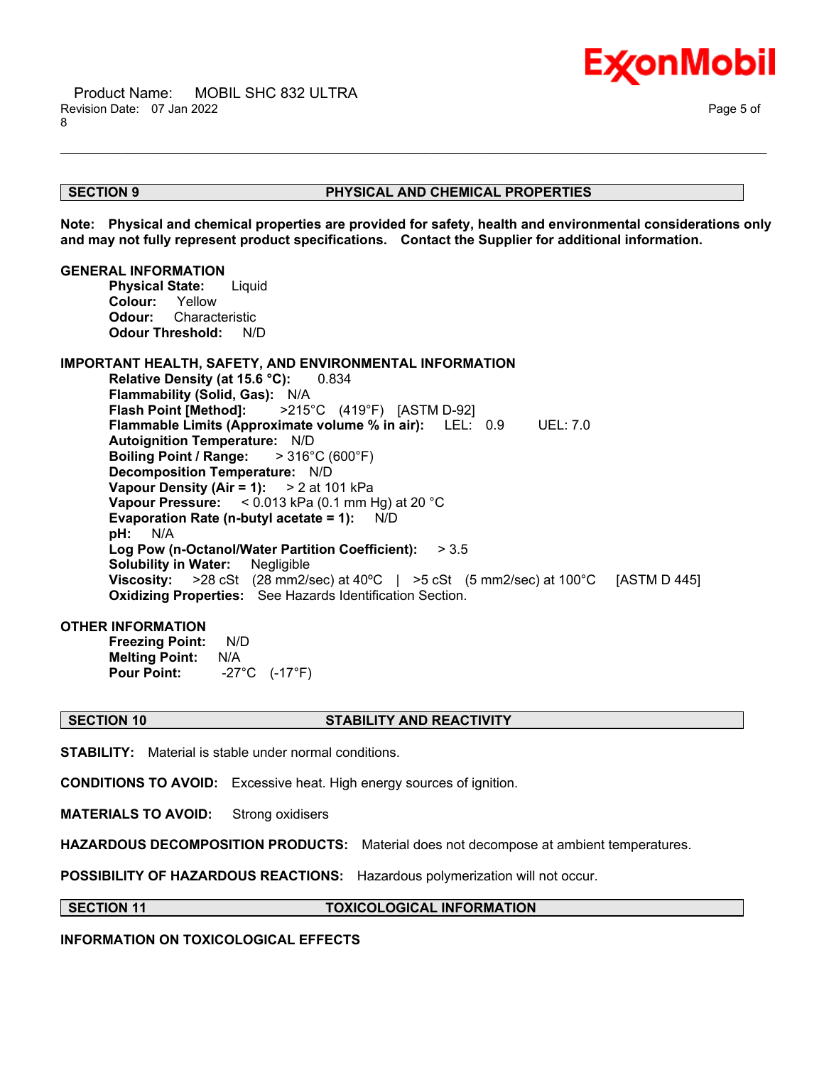## SECTION 9 PHYSICAL AND CHEMICAL PROPERTIES

**Note: Physical and chemical properties are provided for safety, health and environmental considerations only and may not fully represent product specifications. Contact the Supplier for additional information.**

**GENERAL INFORMATION**

**Physical State:** Liquid
**Colour:** Yellow
**Odour:** Characteristic
**Odour Threshold:** N/D

**IMPORTANT HEALTH, SAFETY, AND ENVIRONMENTAL INFORMATION**

**Relative Density (at 15.6 °C):** 0.834
**Flammability (Solid, Gas):** N/A
**Flash Point [Method]:** >215°C (419°F) [ASTM D-92]
**Flammable Limits (Approximate volume % in air):** LEL: 0.9 UEL: 7.0
**Autoignition Temperature:** N/D
**Boiling Point / Range:** > 316°C (600°F)
**Decomposition Temperature:** N/D
**Vapour Density (Air = 1):** > 2 at 101 kPa
**Vapour Pressure:** < 0.013 kPa (0.1 mm Hg) at 20 °C
**Evaporation Rate (n-butyl acetate = 1):** N/D
**pH:** N/A
**Log Pow (n-Octanol/Water Partition Coefficient):** > 3.5
**Solubility in Water:** Negligible
**Viscosity:** >28 cSt (28 mm2/sec) at 40ºC | >5 cSt (5 mm2/sec) at 100°C [ASTM D 445]
**Oxidizing Properties:** See Hazards Identification Section.

**OTHER INFORMATION**

**Freezing Point:** N/D
**Melting Point:** N/A
**Pour Point:** -27°C (-17°F)

## SECTION 10 STABILITY AND REACTIVITY

**STABILITY:** Material is stable under normal conditions.

**CONDITIONS TO AVOID:** Excessive heat. High energy sources of ignition.

**MATERIALS TO AVOID:** Strong oxidisers

**HAZARDOUS DECOMPOSITION PRODUCTS:** Material does not decompose at ambient temperatures.

**POSSIBILITY OF HAZARDOUS REACTIONS:** Hazardous polymerization will not occur.

## SECTION 11 TOXICOLOGICAL INFORMATION

**INFORMATION ON TOXICOLOGICAL EFFECTS**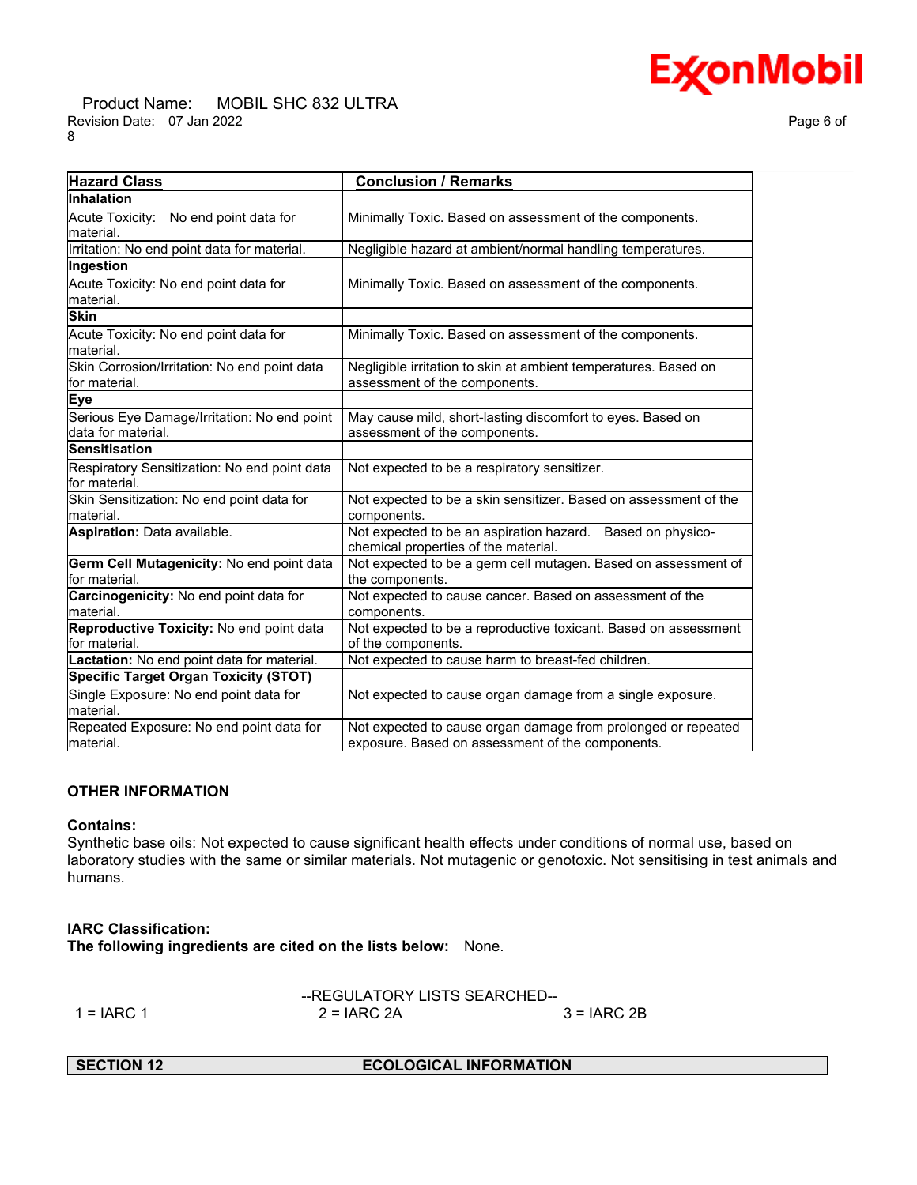| Hazard Class | Conclusion / Remarks |
|---|---|
| **Inhalation** | |
| Acute Toxicity: No end point data for material. | Minimally Toxic. Based on assessment of the components. |
| Irritation: No end point data for material. | Negligible hazard at ambient/normal handling temperatures. |
| **Ingestion** | |
| Acute Toxicity: No end point data for material. | Minimally Toxic. Based on assessment of the components. |
| **Skin** | |
| Acute Toxicity: No end point data for material. | Minimally Toxic. Based on assessment of the components. |
| Skin Corrosion/Irritation: No end point data for material. | Negligible irritation to skin at ambient temperatures. Based on assessment of the components. |
| **Eye** | |
| Serious Eye Damage/Irritation: No end point data for material. | May cause mild, short-lasting discomfort to eyes. Based on assessment of the components. |
| **Sensitisation** | |
| Respiratory Sensitization: No end point data for material. | Not expected to be a respiratory sensitizer. |
| Skin Sensitization: No end point data for material. | Not expected to be a skin sensitizer. Based on assessment of the components. |
| **Aspiration:** Data available. | Not expected to be an aspiration hazard. Based on physico-chemical properties of the material. |
| **Germ Cell Mutagenicity:** No end point data for material. | Not expected to be a germ cell mutagen. Based on assessment of the components. |
| **Carcinogenicity:** No end point data for material. | Not expected to cause cancer. Based on assessment of the components. |
| **Reproductive Toxicity:** No end point data for material. | Not expected to be a reproductive toxicant. Based on assessment of the components. |
| **Lactation:** No end point data for material. | Not expected to cause harm to breast-fed children. |
| **Specific Target Organ Toxicity (STOT)** | |
| Single Exposure: No end point data for material. | Not expected to cause organ damage from a single exposure. |
| Repeated Exposure: No end point data for material. | Not expected to cause organ damage from prolonged or repeated exposure. Based on assessment of the components. |

### OTHER INFORMATION

**Contains:**
Synthetic base oils: Not expected to cause significant health effects under conditions of normal use, based on laboratory studies with the same or similar materials. Not mutagenic or genotoxic. Not sensitising in test animals and humans.

**IARC Classification:**
**The following ingredients are cited on the lists below:** None.

--REGULATORY LISTS SEARCHED--

1 = IARC 1 2 = IARC 2A 3 = IARC 2B

## SECTION 12 ECOLOGICAL INFORMATION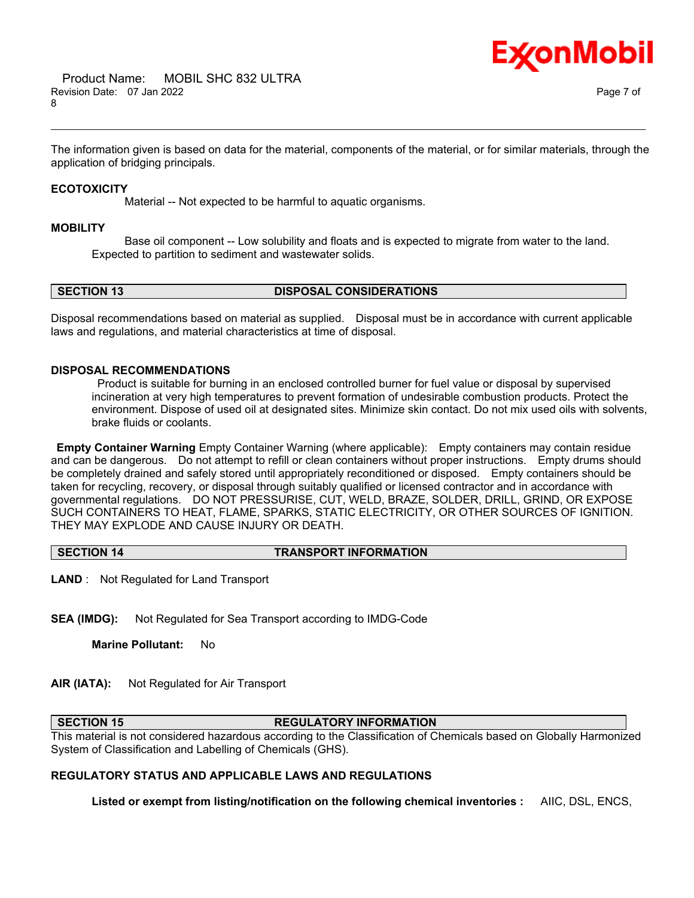The information given is based on data for the material, components of the material, or for similar materials, through the application of bridging principals.

### ECOTOXICITY

Material -- Not expected to be harmful to aquatic organisms.

### MOBILITY

Base oil component -- Low solubility and floats and is expected to migrate from water to the land. Expected to partition to sediment and wastewater solids.

## SECTION 13 DISPOSAL CONSIDERATIONS

Disposal recommendations based on material as supplied. Disposal must be in accordance with current applicable laws and regulations, and material characteristics at time of disposal.

### DISPOSAL RECOMMENDATIONS

Product is suitable for burning in an enclosed controlled burner for fuel value or disposal by supervised incineration at very high temperatures to prevent formation of undesirable combustion products. Protect the environment. Dispose of used oil at designated sites. Minimize skin contact. Do not mix used oils with solvents, brake fluids or coolants.

**Empty Container Warning** Empty Container Warning (where applicable): Empty containers may contain residue and can be dangerous. Do not attempt to refill or clean containers without proper instructions. Empty drums should be completely drained and safely stored until appropriately reconditioned or disposed. Empty containers should be taken for recycling, recovery, or disposal through suitably qualified or licensed contractor and in accordance with governmental regulations. DO NOT PRESSURISE, CUT, WELD, BRAZE, SOLDER, DRILL, GRIND, OR EXPOSE SUCH CONTAINERS TO HEAT, FLAME, SPARKS, STATIC ELECTRICITY, OR OTHER SOURCES OF IGNITION. THEY MAY EXPLODE AND CAUSE INJURY OR DEATH.

## SECTION 14 TRANSPORT INFORMATION

**LAND** : Not Regulated for Land Transport

**SEA (IMDG):** Not Regulated for Sea Transport according to IMDG-Code

**Marine Pollutant:** No

**AIR (IATA):** Not Regulated for Air Transport

## SECTION 15 REGULATORY INFORMATION

This material is not considered hazardous according to the Classification of Chemicals based on Globally Harmonized System of Classification and Labelling of Chemicals (GHS).

### REGULATORY STATUS AND APPLICABLE LAWS AND REGULATIONS

**Listed or exempt from listing/notification on the following chemical inventories :** AIIC, DSL, ENCS,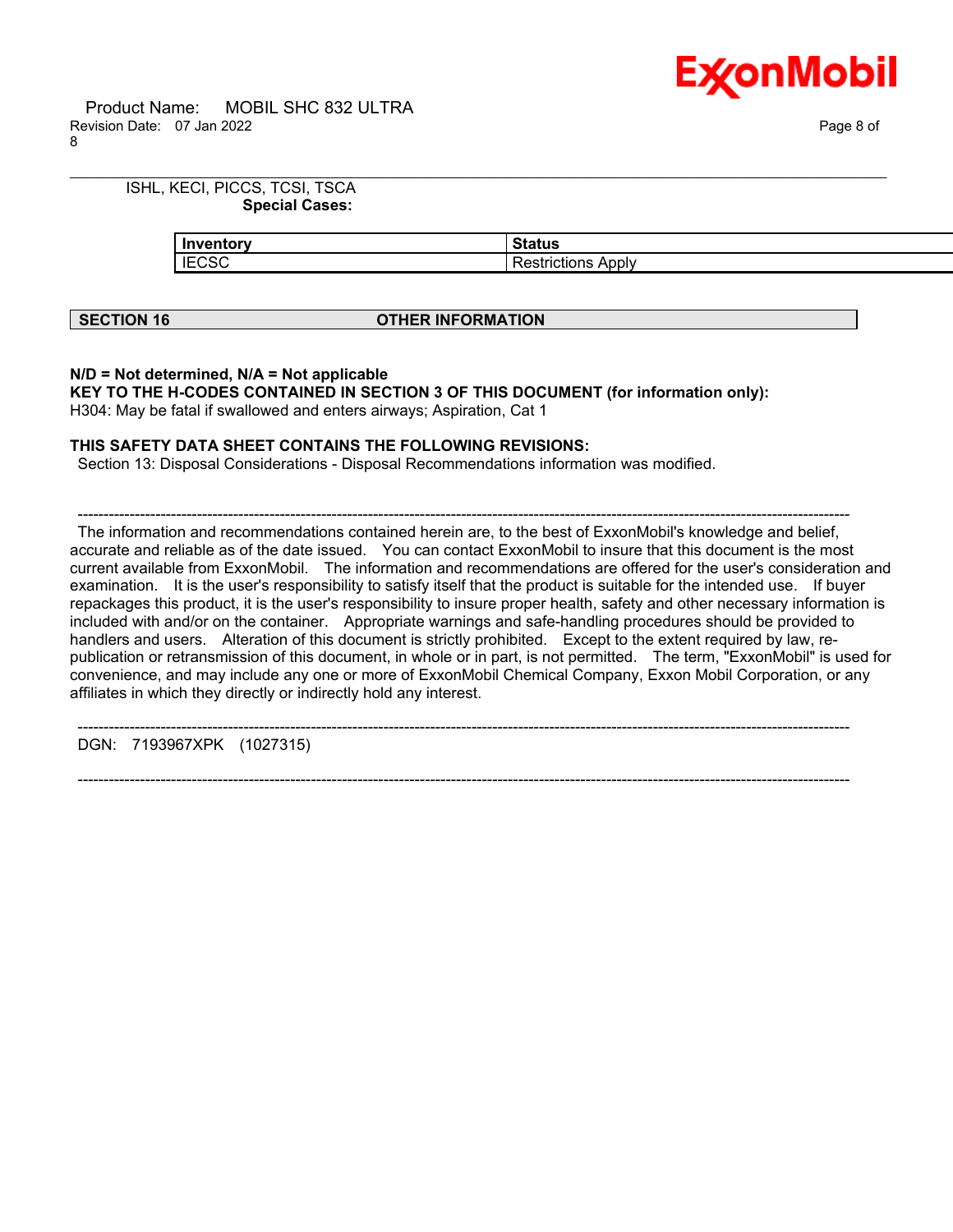ISHL, KECI, PICCS, TCSI, TSCA

**Special Cases:**

| Inventory | Status |
|---|---|
| IECSC | Restrictions Apply |

## SECTION 16 OTHER INFORMATION

**N/D = Not determined, N/A = Not applicable**

**KEY TO THE H-CODES CONTAINED IN SECTION 3 OF THIS DOCUMENT (for information only):**

H304: May be fatal if swallowed and enters airways; Aspiration, Cat 1

**THIS SAFETY DATA SHEET CONTAINS THE FOLLOWING REVISIONS:**

Section 13: Disposal Considerations - Disposal Recommendations information was modified.

-----------------------------------------------------------------------------------------------------------------------------------------------

The information and recommendations contained herein are, to the best of ExxonMobil's knowledge and belief, accurate and reliable as of the date issued. You can contact ExxonMobil to insure that this document is the most current available from ExxonMobil. The information and recommendations are offered for the user's consideration and examination. It is the user's responsibility to satisfy itself that the product is suitable for the intended use. If buyer repackages this product, it is the user's responsibility to insure proper health, safety and other necessary information is included with and/or on the container. Appropriate warnings and safe-handling procedures should be provided to handlers and users. Alteration of this document is strictly prohibited. Except to the extent required by law, re-publication or retransmission of this document, in whole or in part, is not permitted. The term, "ExxonMobil" is used for convenience, and may include any one or more of ExxonMobil Chemical Company, Exxon Mobil Corporation, or any affiliates in which they directly or indirectly hold any interest.

-----------------------------------------------------------------------------------------------------------------------------------------------

DGN: 7193967XPK (1027315)

-----------------------------------------------------------------------------------------------------------------------------------------------